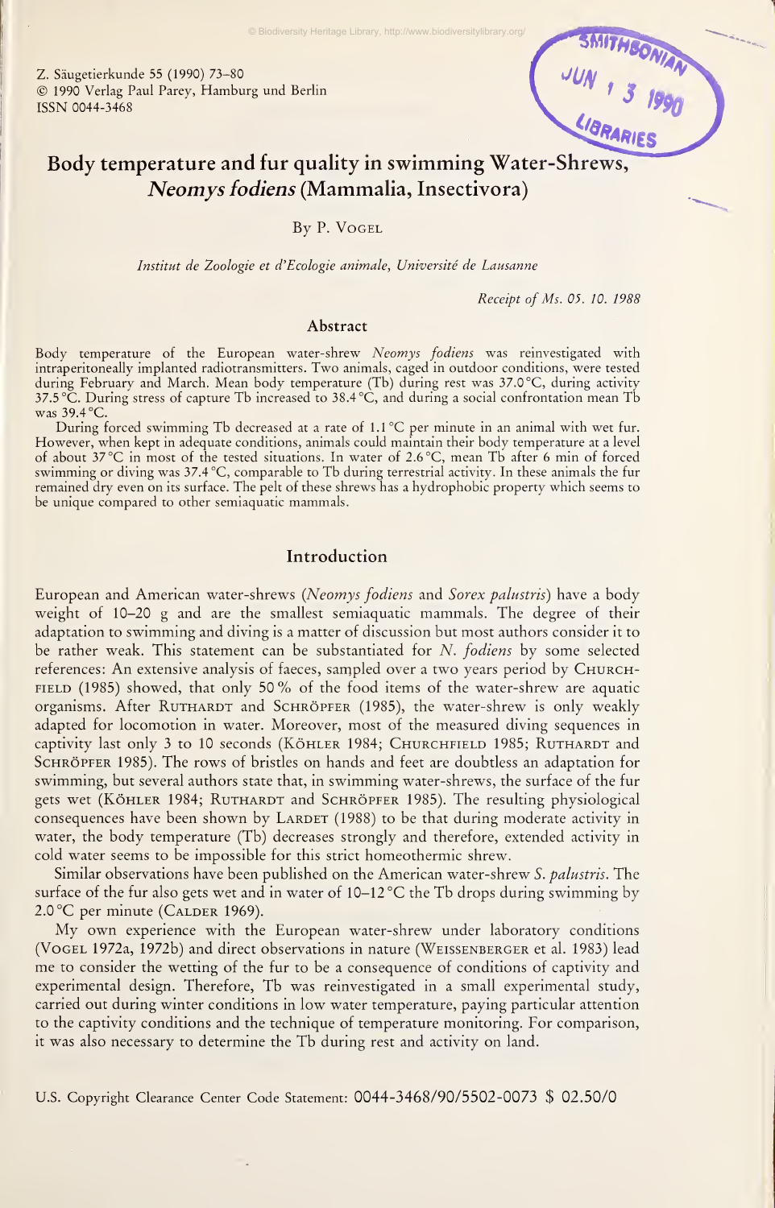Z. Säugetierkunde 55 (1990) 73–80
© 1990 Verlag Paul Parey, Hamburg und Berlin
ISSN 0044-3468

# Body temperature and fur quality in swimming Water-Shrews, *Neomys fodiens* (Mammalia, Insectivora)

By P. Vogel

*Institut de Zoologie et d'Ecologie animale, Université de Lausanne*

*Receipt of Ms. 05. 10. 1988*

## Abstract

Body temperature of the European water-shrew *Neomys fodiens* was reinvestigated with intraperitoneally implanted radiotransmitters. Two animals, caged in outdoor conditions, were tested during February and March. Mean body temperature (Tb) during rest was 37.0 °C, during activity 37.5 °C. During stress of capture Tb increased to 38.4 °C, and during a social confrontation mean Tb was 39.4 °C.

During forced swimming Tb decreased at a rate of 1.1 °C per minute in an animal with wet fur. However, when kept in adequate conditions, animals could maintain their body temperature at a level of about 37 °C in most of the tested situations. In water of 2.6 °C, mean Tb after 6 min of forced swimming or diving was 37.4 °C, comparable to Tb during terrestrial activity. In these animals the fur remained dry even on its surface. The pelt of these shrews has a hydrophobic property which seems to be unique compared to other semiaquatic mammals.

## Introduction

European and American water-shrews (*Neomys fodiens* and *Sorex palustris*) have a body weight of 10–20 g and are the smallest semiaquatic mammals. The degree of their adaptation to swimming and diving is a matter of discussion but most authors consider it to be rather weak. This statement can be substantiated for *N. fodiens* by some selected references: An extensive analysis of faeces, sampled over a two years period by Churchfield (1985) showed, that only 50 % of the food items of the water-shrew are aquatic organisms. After Ruthardt and Schröpfer (1985), the water-shrew is only weakly adapted for locomotion in water. Moreover, most of the measured diving sequences in captivity last only 3 to 10 seconds (Köhler 1984; Churchfield 1985; Ruthardt and Schröpfer 1985). The rows of bristles on hands and feet are doubtless an adaptation for swimming, but several authors state that, in swimming water-shrews, the surface of the fur gets wet (Köhler 1984; Ruthardt and Schröpfer 1985). The resulting physiological consequences have been shown by Lardet (1988) to be that during moderate activity in water, the body temperature (Tb) decreases strongly and therefore, extended activity in cold water seems to be impossible for this strict homeothermic shrew.

Similar observations have been published on the American water-shrew *S. palustris*. The surface of the fur also gets wet and in water of 10–12 °C the Tb drops during swimming by 2.0 °C per minute (Calder 1969).

My own experience with the European water-shrew under laboratory conditions (Vogel 1972a, 1972b) and direct observations in nature (Weissenberger et al. 1983) lead me to consider the wetting of the fur to be a consequence of conditions of captivity and experimental design. Therefore, Tb was reinvestigated in a small experimental study, carried out during winter conditions in low water temperature, paying particular attention to the captivity conditions and the technique of temperature monitoring. For comparison, it was also necessary to determine the Tb during rest and activity on land.

U.S. Copyright Clearance Center Code Statement: 0044-3468/90/5502-0073 $ 02.50/0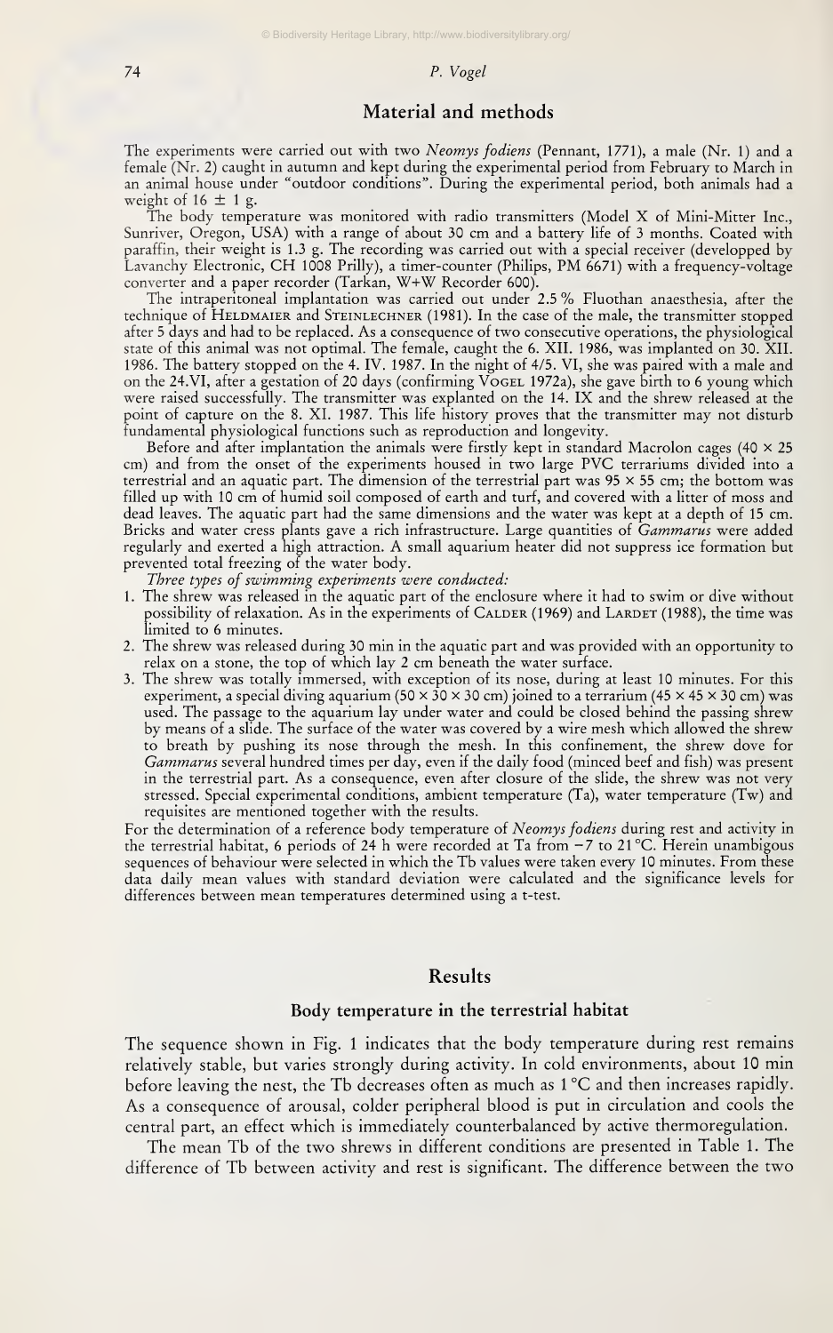## Material and methods

The experiments were carried out with two *Neomys fodiens* (Pennant, 1771), a male (Nr. 1) and a female (Nr. 2) caught in autumn and kept during the experimental period from February to March in an animal house under "outdoor conditions". During the experimental period, both animals had a weight of 16 ± 1 g.

The body temperature was monitored with radio transmitters (Model X of Mini-Mitter Inc., Sunriver, Oregon, USA) with a range of about 30 cm and a battery life of 3 months. Coated with paraffin, their weight is 1.3 g. The recording was carried out with a special receiver (developped by Lavanchy Electronic, CH 1008 Prilly), a timer-counter (Philips, PM 6671) with a frequency-voltage converter and a paper recorder (Tarkan, W+W Recorder 600).

The intraperitoneal implantation was carried out under 2.5 % Fluothan anaesthesia, after the technique of HELDMAIER and STEINLECHNER (1981). In the case of the male, the transmitter stopped after 5 days and had to be replaced. As a consequence of two consecutive operations, the physiological state of this animal was not optimal. The female, caught the 6. XII. 1986, was implanted on 30. XII. 1986. The battery stopped on the 4. IV. 1987. In the night of 4/5. VI, she was paired with a male and on the 24.VI, after a gestation of 20 days (confirming VOGEL 1972a), she gave birth to 6 young which were raised successfully. The transmitter was explanted on the 14. IX and the shrew released at the point of capture on the 8. XI. 1987. This life history proves that the transmitter may not disturb fundamental physiological functions such as reproduction and longevity.

Before and after implantation the animals were firstly kept in standard Macrolon cages (40 × 25 cm) and from the onset of the experiments housed in two large PVC terrariums divided into a terrestrial and an aquatic part. The dimension of the terrestrial part was 95 × 55 cm; the bottom was filled up with 10 cm of humid soil composed of earth and turf, and covered with a litter of moss and dead leaves. The aquatic part had the same dimensions and the water was kept at a depth of 15 cm. Bricks and water cress plants gave a rich infrastructure. Large quantities of *Gammarus* were added regularly and exerted a high attraction. A small aquarium heater did not suppress ice formation but prevented total freezing of the water body.

*Three types of swimming experiments were conducted:*

1. The shrew was released in the aquatic part of the enclosure where it had to swim or dive without possibility of relaxation. As in the experiments of CALDER (1969) and LARDET (1988), the time was limited to 6 minutes.
2. The shrew was released during 30 min in the aquatic part and was provided with an opportunity to relax on a stone, the top of which lay 2 cm beneath the water surface.
3. The shrew was totally immersed, with exception of its nose, during at least 10 minutes. For this experiment, a special diving aquarium (50 × 30 × 30 cm) joined to a terrarium (45 × 45 × 30 cm) was used. The passage to the aquarium lay under water and could be closed behind the passing shrew by means of a slide. The surface of the water was covered by a wire mesh which allowed the shrew to breath by pushing its nose through the mesh. In this confinement, the shrew dove for *Gammarus* several hundred times per day, even if the daily food (minced beef and fish) was present in the terrestrial part. As a consequence, even after closure of the slide, the shrew was not very stressed. Special experimental conditions, ambient temperature (Ta), water temperature (Tw) and requisites are mentioned together with the results.

For the determination of a reference body temperature of *Neomys fodiens* during rest and activity in the terrestrial habitat, 6 periods of 24 h were recorded at Ta from −7 to 21 °C. Herein unambigous sequences of behaviour were selected in which the Tb values were taken every 10 minutes. From these data daily mean values with standard deviation were calculated and the significance levels for differences between mean temperatures determined using a t-test.

## Results

### Body temperature in the terrestrial habitat

The sequence shown in Fig. 1 indicates that the body temperature during rest remains relatively stable, but varies strongly during activity. In cold environments, about 10 min before leaving the nest, the Tb decreases often as much as 1 °C and then increases rapidly. As a consequence of arousal, colder peripheral blood is put in circulation and cools the central part, an effect which is immediately counterbalanced by active thermoregulation.

The mean Tb of the two shrews in different conditions are presented in Table 1. The difference of Tb between activity and rest is significant. The difference between the two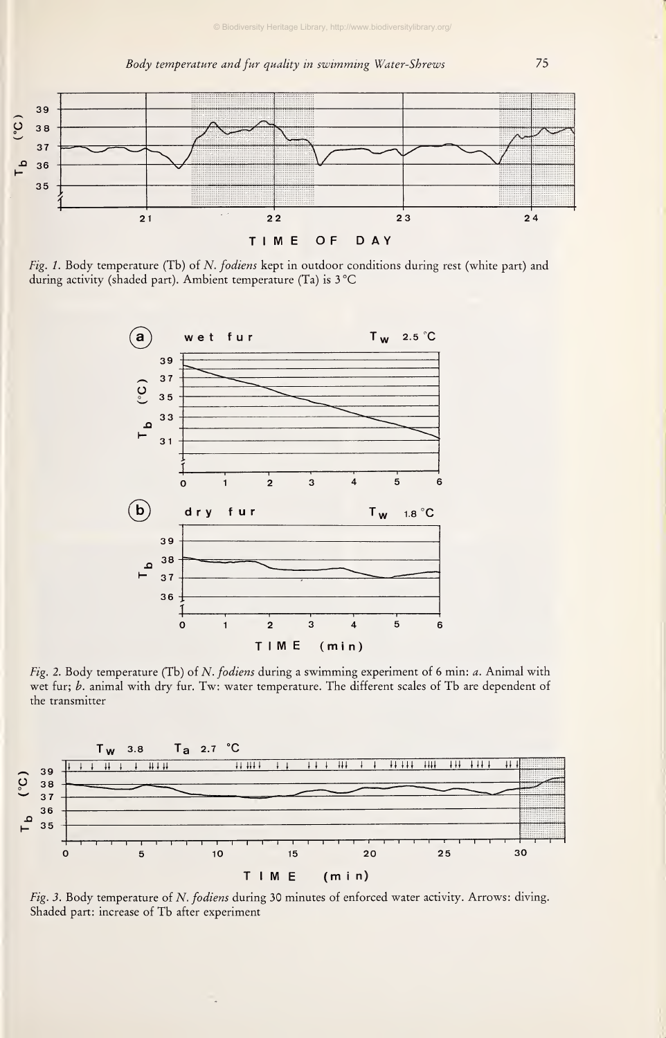*Fig. 1.* Body temperature (Tb) of *N. fodiens* kept in outdoor conditions during rest (white part) and during activity (shaded part). Ambient temperature (Ta) is 3 °C

*Fig. 2.* Body temperature (Tb) of *N. fodiens* during a swimming experiment of 6 min: *a.* Animal with wet fur; *b.* animal with dry fur. Tw: water temperature. The different scales of Tb are dependent of the transmitter

*Fig. 3.* Body temperature of *N. fodiens* during 30 minutes of enforced water activity. Arrows: diving. Shaded part: increase of Tb after experiment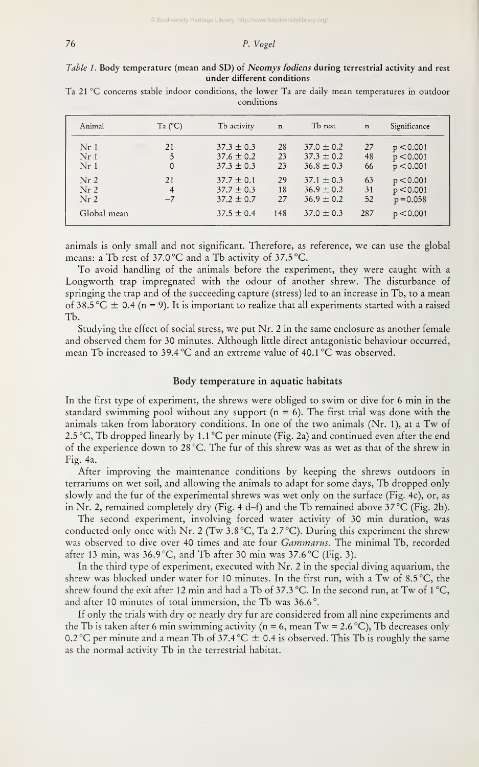*Table 1.* **Body temperature (mean and SD) of *Neomys fodiens* during terrestrial activity and rest under different conditions**

Ta 21 °C concerns stable indoor conditions, the lower Ta are daily mean temperatures in outdoor conditions

| Animal | Ta (°C) | Tb activity | n | Tb rest | n | Significance |
|---|---|---|---|---|---|---|
| Nr 1 | 21 | 37.3 ± 0.3 | 28 | 37.0 ± 0.2 | 27 | $p < 0.001$ |
| Nr 1 | 5 | 37.6 ± 0.2 | 23 | 37.3 ± 0.2 | 48 | $p < 0.001$ |
| Nr 1 | 0 | 37.3 ± 0.3 | 23 | 36.8 ± 0.3 | 66 | $p < 0.001$ |
| Nr 2 | 21 | 37.7 ± 0.1 | 29 | 37.1 ± 0.3 | 63 | $p < 0.001$ |
| Nr 2 | 4 | 37.7 ± 0.3 | 18 | 36.9 ± 0.2 | 31 | $p < 0.001$ |
| Nr 2 | −7 | 37.2 ± 0.7 | 27 | 36.9 ± 0.2 | 52 | $p = 0.058$ |
| Global mean | | 37.5 ± 0.4 | 148 | 37.0 ± 0.3 | 287 | $p < 0.001$ |

animals is only small and not significant. Therefore, as reference, we can use the global means: a Tb rest of 37.0 °C and a Tb activity of 37.5 °C.

To avoid handling of the animals before the experiment, they were caught with a Longworth trap impregnated with the odour of another shrew. The disturbance of springing the trap and of the succeeding capture (stress) led to an increase in Tb, to a mean of 38.5 °C ± 0.4 (n = 9). It is important to realize that all experiments started with a raised Tb.

Studying the effect of social stress, we put Nr. 2 in the same enclosure as another female and observed them for 30 minutes. Although little direct antagonistic behaviour occurred, mean Tb increased to 39.4 °C and an extreme value of 40.1 °C was observed.

## Body temperature in aquatic habitats

In the first type of experiment, the shrews were obliged to swim or dive for 6 min in the standard swimming pool without any support (n = 6). The first trial was done with the animals taken from laboratory conditions. In one of the two animals (Nr. 1), at a Tw of 2.5 °C, Tb dropped linearly by 1.1 °C per minute (Fig. 2a) and continued even after the end of the experience down to 28 °C. The fur of this shrew was as wet as that of the shrew in Fig. 4a.

After improving the maintenance conditions by keeping the shrews outdoors in terrariums on wet soil, and allowing the animals to adapt for some days, Tb dropped only slowly and the fur of the experimental shrews was wet only on the surface (Fig. 4c), or, as in Nr. 2, remained completely dry (Fig. 4 d–f) and the Tb remained above 37 °C (Fig. 2b).

The second experiment, involving forced water activity of 30 min duration, was conducted only once with Nr. 2 (Tw 3.8 °C, Ta 2.7 °C). During this experiment the shrew was observed to dive over 40 times and ate four *Gammarus*. The minimal Tb, recorded after 13 min, was 36.9 °C, and Tb after 30 min was 37.6 °C (Fig. 3).

In the third type of experiment, executed with Nr. 2 in the special diving aquarium, the shrew was blocked under water for 10 minutes. In the first run, with a Tw of 8.5 °C, the shrew found the exit after 12 min and had a Tb of 37.3 °C. In the second run, at Tw of 1 °C, and after 10 minutes of total immersion, the Tb was 36.6 °.

If only the trials with dry or nearly dry fur are considered from all nine experiments and the Tb is taken after 6 min swimming activity (n = 6, mean Tw = 2.6 °C), Tb decreases only 0.2 °C per minute and a mean Tb of 37.4 °C ± 0.4 is observed. This Tb is roughly the same as the normal activity Tb in the terrestrial habitat.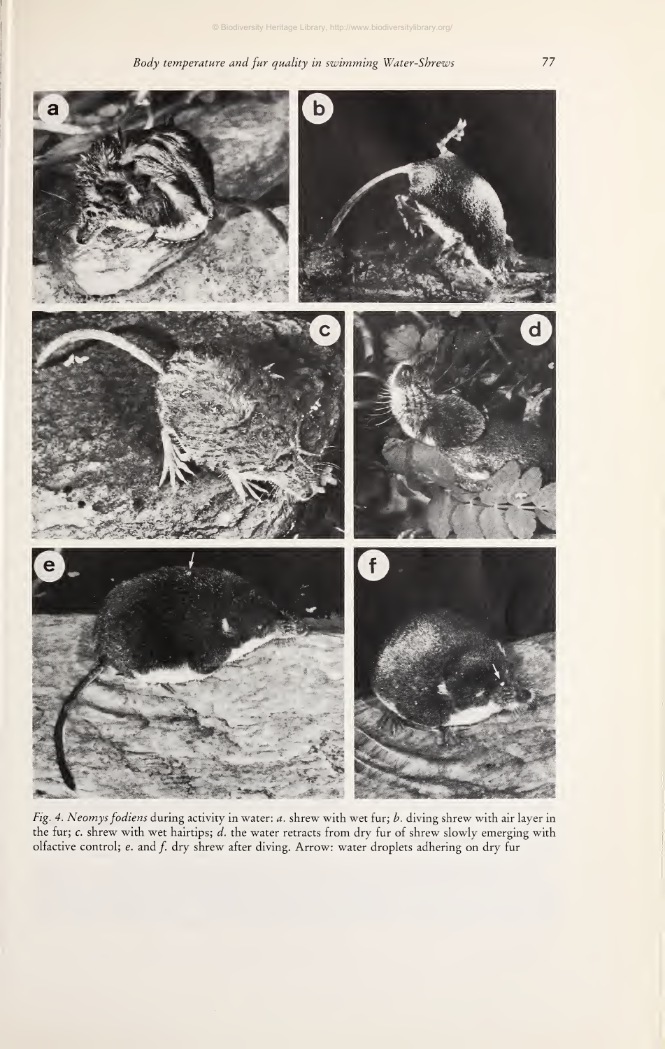*Fig. 4. Neomys fodiens* during activity in water: *a.* shrew with wet fur; *b.* diving shrew with air layer in the fur; *c.* shrew with wet hairtips; *d.* the water retracts from dry fur of shrew slowly emerging with olfactive control; *e.* and *f.* dry shrew after diving. Arrow: water droplets adhering on dry fur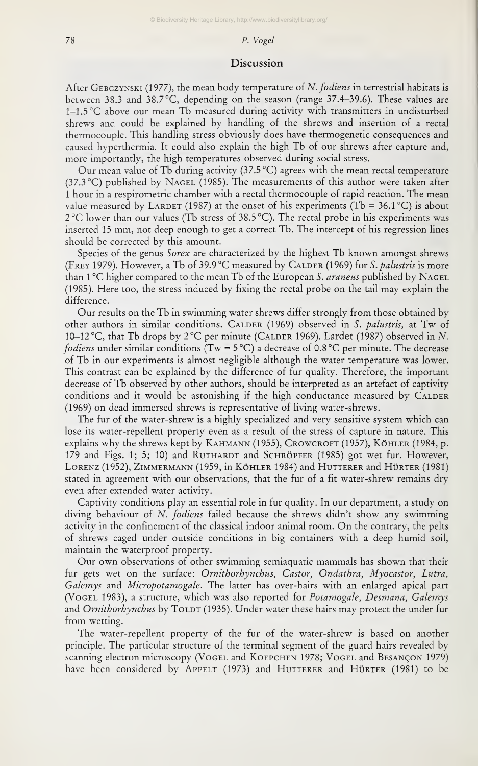## Discussion

After GEBCZYNSKI (1977), the mean body temperature of *N. fodiens* in terrestrial habitats is between 38.3 and 38.7 °C, depending on the season (range 37.4–39.6). These values are 1–1.5 °C above our mean Tb measured during activity with transmitters in undisturbed shrews and could be explained by handling of the shrews and insertion of a rectal thermocouple. This handling stress obviously does have thermogenetic consequences and caused hyperthermia. It could also explain the high Tb of our shrews after capture and, more importantly, the high temperatures observed during social stress.

Our mean value of Tb during activity (37.5 °C) agrees with the mean rectal temperature (37.3 °C) published by NAGEL (1985). The measurements of this author were taken after 1 hour in a respirometric chamber with a rectal thermocouple of rapid reaction. The mean value measured by LARDET (1987) at the onset of his experiments (Tb = 36.1 °C) is about 2 °C lower than our values (Tb stress of 38.5 °C). The rectal probe in his experiments was inserted 15 mm, not deep enough to get a correct Tb. The intercept of his regression lines should be corrected by this amount.

Species of the genus *Sorex* are characterized by the highest Tb known amongst shrews (FREY 1979). However, a Tb of 39.9 °C measured by CALDER (1969) for *S. palustris* is more than 1 °C higher compared to the mean Tb of the European *S. araneus* published by NAGEL (1985). Here too, the stress induced by fixing the rectal probe on the tail may explain the difference.

Our results on the Tb in swimming water shrews differ strongly from those obtained by other authors in similar conditions. CALDER (1969) observed in *S. palustris*, at Tw of 10–12 °C, that Tb drops by 2 °C per minute (CALDER 1969). Lardet (1987) observed in *N. fodiens* under similar conditions (Tw = 5 °C) a decrease of 0.8 °C per minute. The decrease of Tb in our experiments is almost negligible although the water temperature was lower. This contrast can be explained by the difference of fur quality. Therefore, the important decrease of Tb observed by other authors, should be interpreted as an artefact of captivity conditions and it would be astonishing if the high conductance measured by CALDER (1969) on dead immersed shrews is representative of living water-shrews.

The fur of the water-shrew is a highly specialized and very sensitive system which can lose its water-repellent property even as a result of the stress of capture in nature. This explains why the shrews kept by KAHMANN (1955), CROWCROFT (1957), KÖHLER (1984, p. 179 and Figs. 1; 5; 10) and RUTHARDT and SCHRÖPFER (1985) got wet fur. However, LORENZ (1952), ZIMMERMANN (1959, in KÖHLER 1984) and HUTTERER and HÜRTER (1981) stated in agreement with our observations, that the fur of a fit water-shrew remains dry even after extended water activity.

Captivity conditions play an essential role in fur quality. In our department, a study on diving behaviour of *N. fodiens* failed because the shrews didn't show any swimming activity in the confinement of the classical indoor animal room. On the contrary, the pelts of shrews caged under outside conditions in big containers with a deep humid soil, maintain the waterproof property.

Our own observations of other swimming semiaquatic mammals has shown that their fur gets wet on the surface: *Ornithorhynchus, Castor, Ondathra, Myocastor, Lutra, Galemys* and *Micropotamogale*. The latter has over-hairs with an enlarged apical part (VOGEL 1983), a structure, which was also reported for *Potamogale, Desmana, Galemys* and *Ornithorhynchus* by TOLDT (1935). Under water these hairs may protect the under fur from wetting.

The water-repellent property of the fur of the water-shrew is based on another principle. The particular structure of the terminal segment of the guard hairs revealed by scanning electron microscopy (VOGEL and KOEPCHEN 1978; VOGEL and BESANÇON 1979) have been considered by APPELT (1973) and HUTTERER and HÜRTER (1981) to be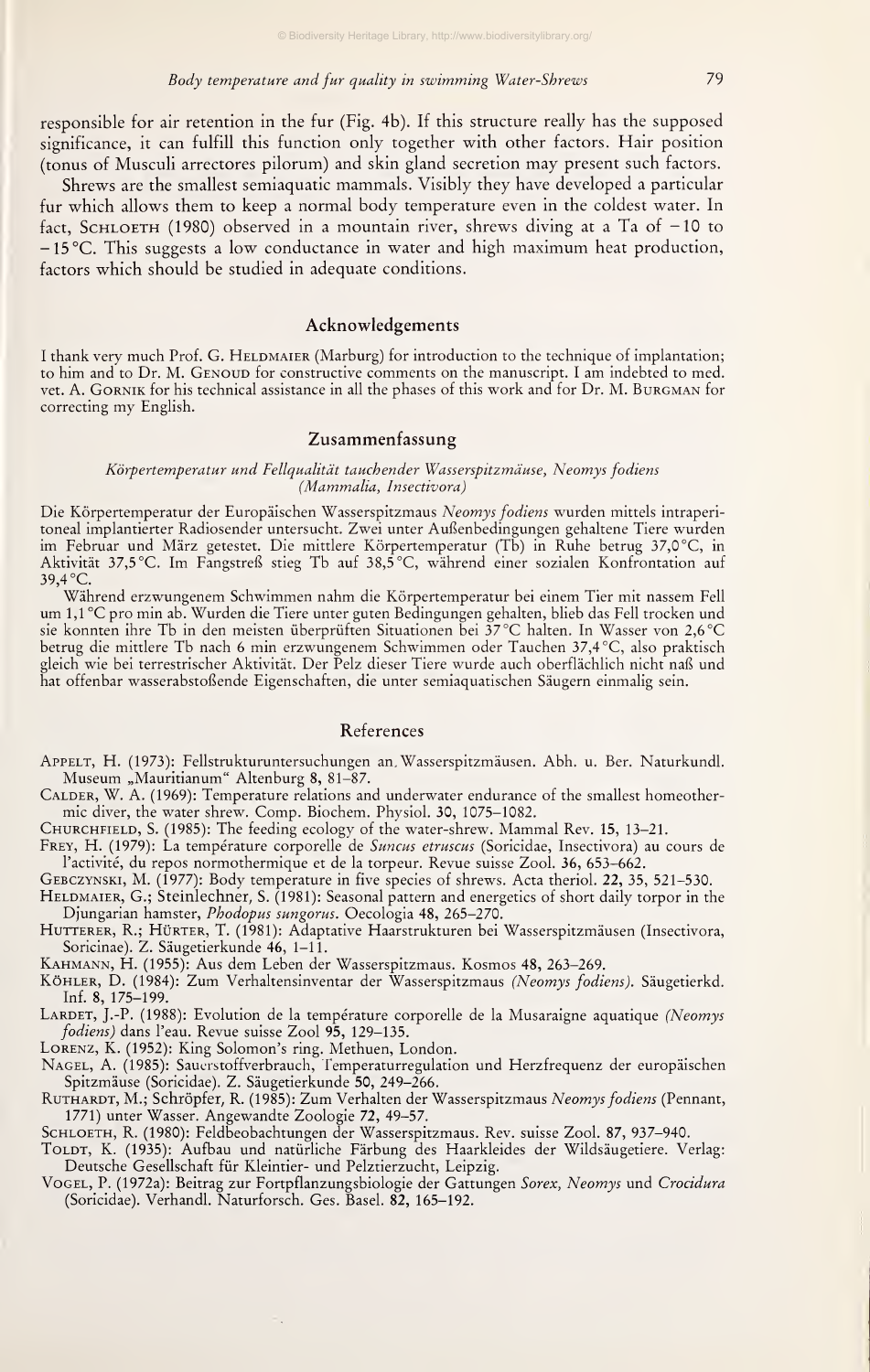responsible for air retention in the fur (Fig. 4b). If this structure really has the supposed significance, it can fulfill this function only together with other factors. Hair position (tonus of Musculi arrectores pilorum) and skin gland secretion may present such factors.

Shrews are the smallest semiaquatic mammals. Visibly they have developed a particular fur which allows them to keep a normal body temperature even in the coldest water. In fact, SCHLOETH (1980) observed in a mountain river, shrews diving at a Ta of −10 to −15 °C. This suggests a low conductance in water and high maximum heat production, factors which should be studied in adequate conditions.

## Acknowledgements

I thank very much Prof. G. HELDMAIER (Marburg) for introduction to the technique of implantation; to him and to Dr. M. GENOUD for constructive comments on the manuscript. I am indebted to med. vet. A. GORNIK for his technical assistance in all the phases of this work and for Dr. M. BURGMAN for correcting my English.

## Zusammenfassung

*Körpertemperatur und Fellqualität tauchender Wasserspitzmäuse, Neomys fodiens (Mammalia, Insectivora)*

Die Körpertemperatur der Europäischen Wasserspitzmaus *Neomys fodiens* wurden mittels intraperitoneal implantierter Radiosender untersucht. Zwei unter Außenbedingungen gehaltene Tiere wurden im Februar und März getestet. Die mittlere Körpertemperatur (Tb) in Ruhe betrug 37,0 °C, in Aktivität 37,5 °C. Im Fangstreß stieg Tb auf 38,5 °C, während einer sozialen Konfrontation auf 39,4 °C.

Während erzwungenem Schwimmen nahm die Körpertemperatur bei einem Tier mit nassem Fell um 1,1 °C pro min ab. Wurden die Tiere unter guten Bedingungen gehalten, blieb das Fell trocken und sie konnten ihre Tb in den meisten überprüften Situationen bei 37 °C halten. In Wasser von 2,6 °C betrug die mittlere Tb nach 6 min erzwungenem Schwimmen oder Tauchen 37,4 °C, also praktisch gleich wie bei terrestrischer Aktivität. Der Pelz dieser Tiere wurde auch oberflächlich nicht naß und hat offenbar wasserabstoßende Eigenschaften, die unter semiaquatischen Säugern einmalig sein.

## References

APPELT, H. (1973): Fellstrukturuntersuchungen an Wasserspitzmäusen. Abh. u. Ber. Naturkundl. Museum „Mauritianum" Altenburg **8**, 81–87.

CALDER, W. A. (1969): Temperature relations and underwater endurance of the smallest homeothermic diver, the water shrew. Comp. Biochem. Physiol. **30**, 1075–1082.

CHURCHFIELD, S. (1985): The feeding ecology of the water-shrew. Mammal Rev. **15**, 13–21.

FREY, H. (1979): La température corporelle de *Suncus etruscus* (Soricidae, Insectivora) au cours de l'activité, du repos normothermique et de la torpeur. Revue suisse Zool. **36**, 653–662.

GEBCZYNSKI, M. (1977): Body temperature in five species of shrews. Acta theriol. **22**, 35, 521–530.

HELDMAIER, G.; Steinlechner, S. (1981): Seasonal pattern and energetics of short daily torpor in the Djungarian hamster, *Phodopus sungorus*. Oecologia **48**, 265–270.

HUTTERER, R.; HÜRTER, T. (1981): Adaptative Haarstrukturen bei Wasserspitzmäusen (Insectivora, Soricinae). Z. Säugetierkunde **46**, 1–11.

KAHMANN, H. (1955): Aus dem Leben der Wasserspitzmaus. Kosmos **48**, 263–269.

KÖHLER, D. (1984): Zum Verhaltensinventar der Wasserspitzmaus *(Neomys fodiens)*. Säugetierkd. Inf. **8**, 175–199.

LARDET, J.-P. (1988): Evolution de la température corporelle de la Musaraigne aquatique *(Neomys fodiens)* dans l'eau. Revue suisse Zool **95**, 129–135.

LORENZ, K. (1952): King Solomon's ring. Methuen, London.

NAGEL, A. (1985): Sauerstoffverbrauch, Temperaturregulation und Herzfrequenz der europäischen Spitzmäuse (Soricidae). Z. Säugetierkunde **50**, 249–266.

RUTHARDT, M.; Schröpfer, R. (1985): Zum Verhalten der Wasserspitzmaus *Neomys fodiens* (Pennant, 1771) unter Wasser. Angewandte Zoologie **72**, 49–57.

SCHLOETH, R. (1980): Feldbeobachtungen der Wasserspitzmaus. Rev. suisse Zool. **87**, 937–940.

TOLDT, K. (1935): Aufbau und natürliche Färbung des Haarkleides der Wildsäugetiere. Verlag: Deutsche Gesellschaft für Kleintier- und Pelztierzucht, Leipzig.

VOGEL, P. (1972a): Beitrag zur Fortpflanzungsbiologie der Gattungen *Sorex, Neomys* und *Crocidura* (Soricidae). Verhandl. Naturforsch. Ges. Basel. **82**, 165–192.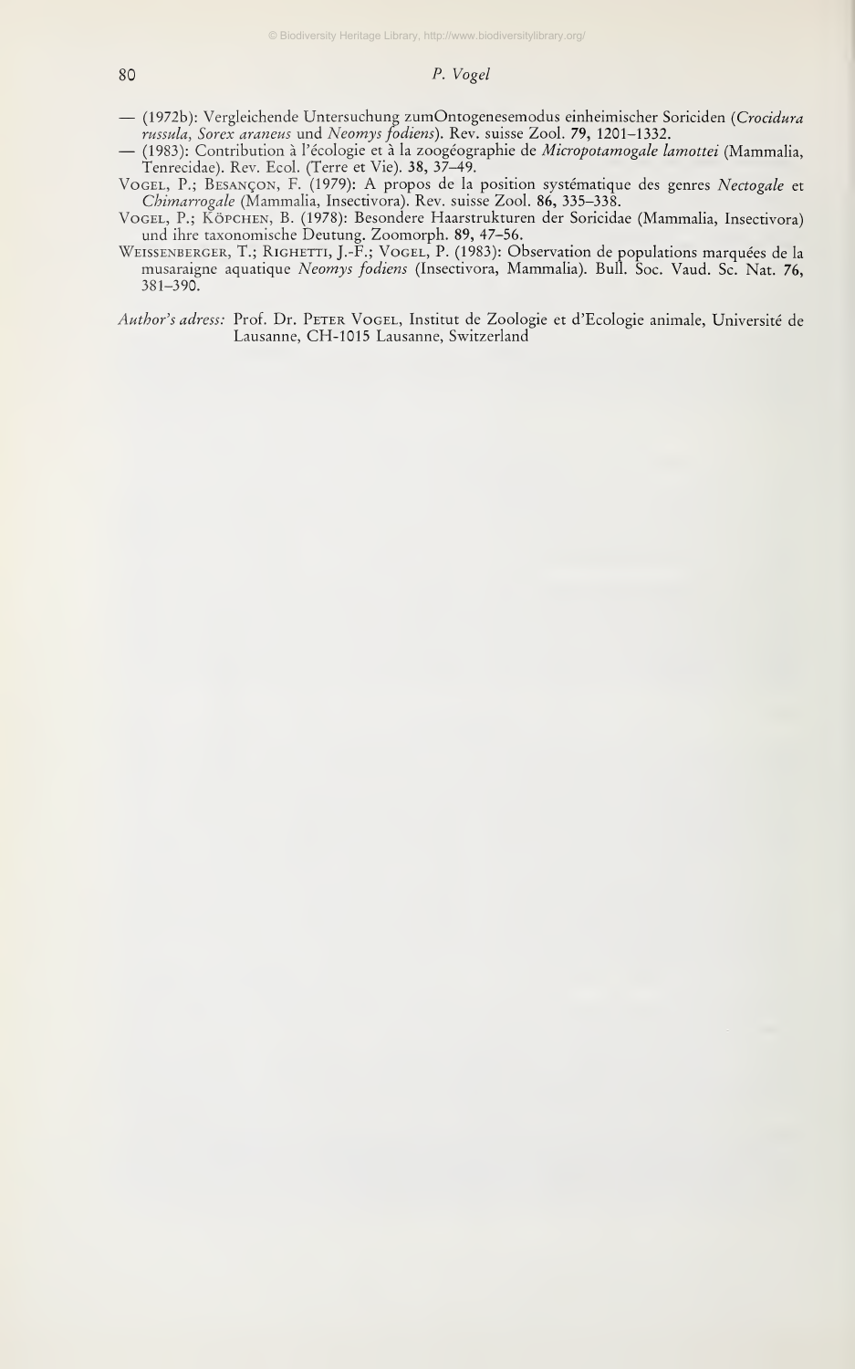— (1972b): Vergleichende Untersuchung zumOntogenesemodus einheimischer Soriciden (*Crocidura russula, Sorex araneus* und *Neomys fodiens*). Rev. suisse Zool. **79**, 1201–1332.

— (1983): Contribution à l'écologie et à la zoogéographie de *Micropotamogale lamottei* (Mammalia, Tenrecidae). Rev. Ecol. (Terre et Vie). **38**, 37–49.

Vogel, P.; Besançon, F. (1979): A propos de la position systématique des genres *Nectogale* et *Chimarrogale* (Mammalia, Insectivora). Rev. suisse Zool. **86**, 335–338.

Vogel, P.; Köpchen, B. (1978): Besondere Haarstrukturen der Soricidae (Mammalia, Insectivora) und ihre taxonomische Deutung. Zoomorph. **89**, 47–56.

Weissenberger, T.; Righetti, J.-F.; Vogel, P. (1983): Observation de populations marquées de la musaraigne aquatique *Neomys fodiens* (Insectivora, Mammalia). Bull. Soc. Vaud. Sc. Nat. **76**, 381–390.

*Author's adress:* Prof. Dr. Peter Vogel, Institut de Zoologie et d'Ecologie animale, Université de Lausanne, CH-1015 Lausanne, Switzerland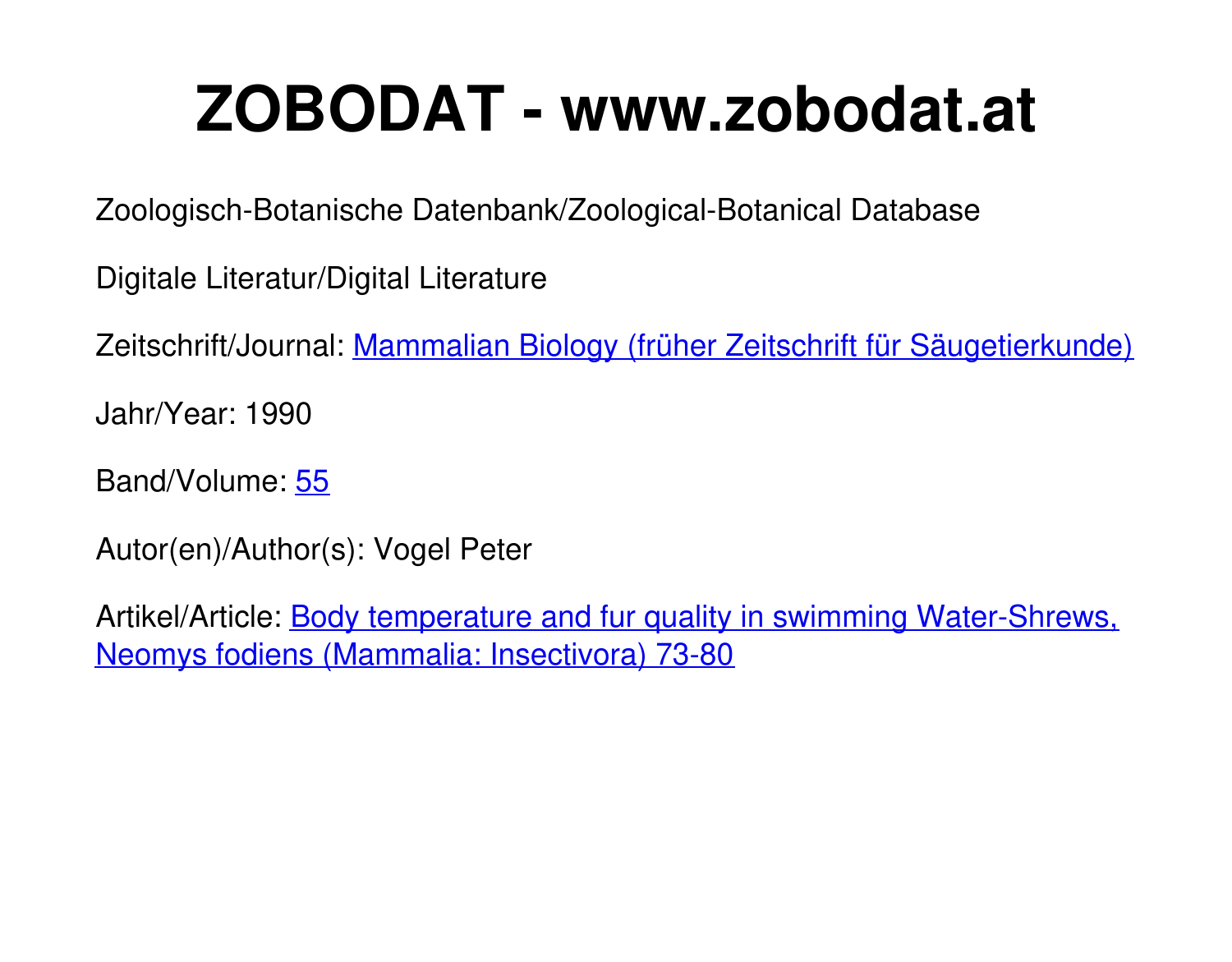# ZOBODAT - www.zobodat.at

Zoologisch-Botanische Datenbank/Zoological-Botanical Database

Digitale Literatur/Digital Literature

Zeitschrift/Journal: Mammalian Biology (früher Zeitschrift für Säugetierkunde)

Jahr/Year: 1990

Band/Volume: 55

Autor(en)/Author(s): Vogel Peter

Artikel/Article: Body temperature and fur quality in swimming Water-Shrews, Neomys fodiens (Mammalia: Insectivora) 73-80